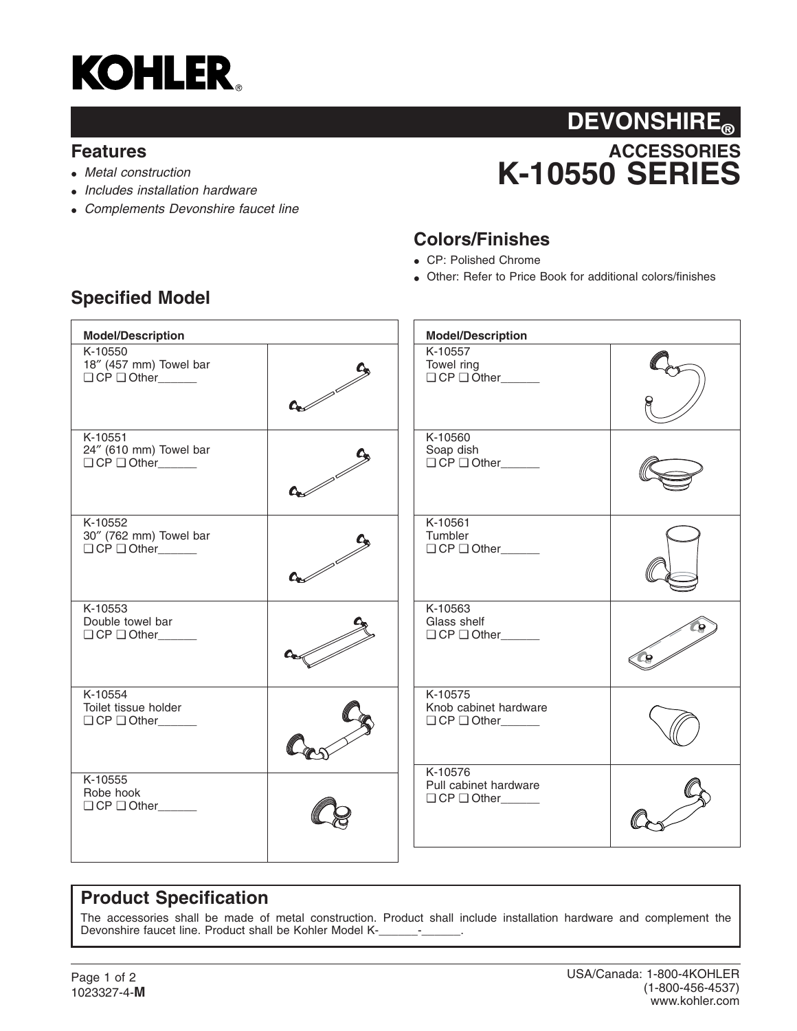# KOHLER

## DEVONSHIRE®

### ACCESSORIES
# K-10550 SERIES

## Features

- *Metal construction*
- *Includes installation hardware*
- *Complements Devonshire faucet line*

## Colors/Finishes

- CP: Polished Chrome
- Other: Refer to Price Book for additional colors/finishes

## Specified Model

| Model/Description |
|---|
| K-10550<br>18″ (457 mm) Towel bar<br>❑ CP ❑ Other______ |
| K-10551<br>24″ (610 mm) Towel bar<br>❑ CP ❑ Other______ |
| K-10552<br>30″ (762 mm) Towel bar<br>❑ CP ❑ Other______ |
| K-10553<br>Double towel bar<br>❑ CP ❑ Other______ |
| K-10554<br>Toilet tissue holder<br>❑ CP ❑ Other______ |
| K-10555<br>Robe hook<br>❑ CP ❑ Other______ |

| Model/Description |
|---|
| K-10557<br>Towel ring<br>❑ CP ❑ Other______ |
| K-10560<br>Soap dish<br>❑ CP ❑ Other______ |
| K-10561<br>Tumbler<br>❑ CP ❑ Other______ |
| K-10563<br>Glass shelf<br>❑ CP ❑ Other______ |
| K-10575<br>Knob cabinet hardware<br>❑ CP ❑ Other______ |
| K-10576<br>Pull cabinet hardware<br>❑ CP ❑ Other______ |

## Product Specification

The accessories shall be made of metal construction. Product shall include installation hardware and complement the Devonshire faucet line. Product shall be Kohler Model K-______-______.

1023327-4-**M**

USA/Canada: 1-800-4KOHLER
(1-800-456-4537)
www.kohler.com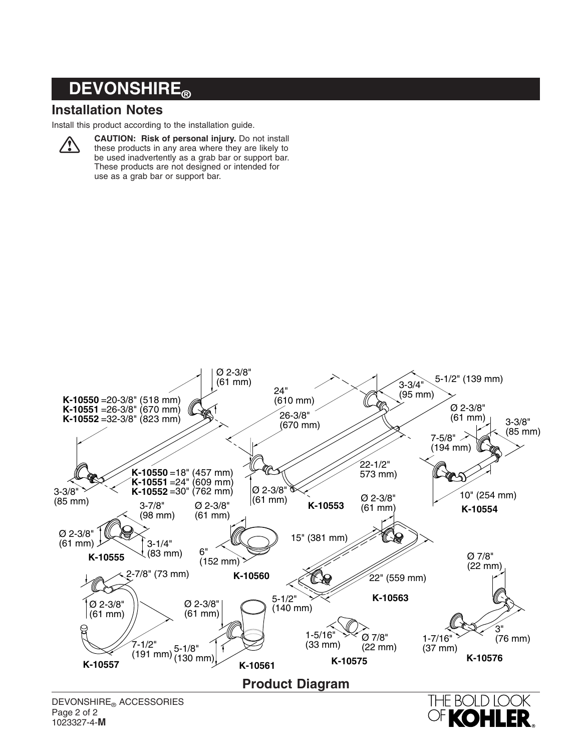# DEVONSHIRE®

## Installation Notes

Install this product according to the installation guide.

**CAUTION: Risk of personal injury.** Do not install these products in any area where they are likely to be used inadvertently as a grab bar or support bar. These products are not designed or intended for use as a grab bar or support bar.

Ø 2-3/8" (61 mm)

**K-10550** =20-3/8" (518 mm)
**K-10551** =26-3/8" (670 mm)
**K-10552** =32-3/8" (823 mm)

**K-10550** =18" (457 mm)
**K-10551** =24" (609 mm)
**K-10552** =30" (762 mm)

3-3/8" (85 mm)

24" (610 mm)

26-3/8" (670 mm)

3-3/4" (95 mm)

5-1/2" (139 mm)

22-1/2" 573 mm)

Ø 2-3/8" (61 mm)

**K-10553**

Ø 2-3/8" (61 mm)

3-3/8" (85 mm)

7-5/8" (194 mm)

10" (254 mm)

**K-10554**

3-7/8" (98 mm)

Ø 2-3/8" (61 mm)

3-1/4" (83 mm)

**K-10555**

Ø 2-3/8" (61 mm)

6" (152 mm)

**K-10560**

15" (381 mm)

Ø 2-3/8" (61 mm)

22" (559 mm)

5-1/2" (140 mm)

**K-10563**

Ø 7/8" (22 mm)

3" (76 mm)

1-7/16" (37 mm)

**K-10576**

2-7/8" (73 mm)

Ø 2-3/8" (61 mm)

7-1/2" (191 mm)

**K-10557**

Ø 2-3/8" (61 mm)

5-1/8" (130 mm)

**K-10561**

1-5/16" (33 mm)

Ø 7/8" (22 mm)

**K-10575**

**Product Diagram**

DEVONSHIRE® ACCESSORIES
1023327-4-**M**

THE BOLD LOOK OF **KOHLER**®